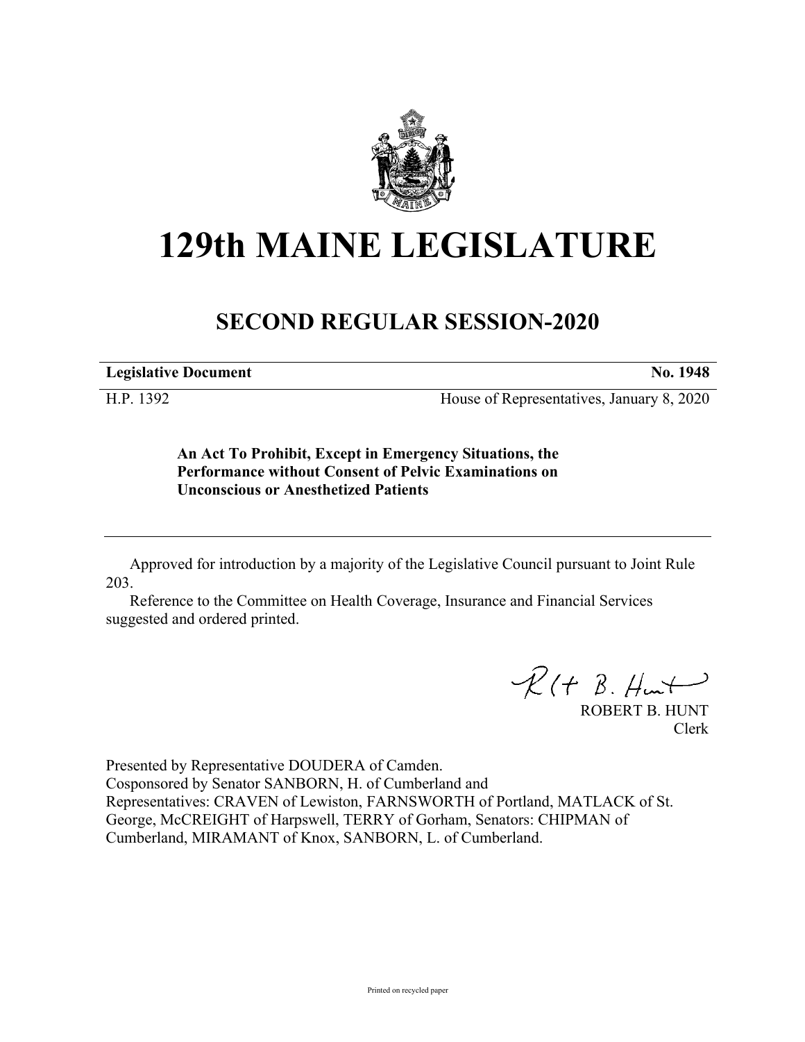# 129th MAINE LEGISLATURE

## SECOND REGULAR SESSION-2020

**Legislative Document** **No. 1948**

H.P. 1392 House of Representatives, January 8, 2020

**An Act To Prohibit, Except in Emergency Situations, the Performance without Consent of Pelvic Examinations on Unconscious or Anesthetized Patients**

Approved for introduction by a majority of the Legislative Council pursuant to Joint Rule 203.

Reference to the Committee on Health Coverage, Insurance and Financial Services suggested and ordered printed.

ROBERT B. HUNT
Clerk

Presented by Representative DOUDERA of Camden.
Cosponsored by Senator SANBORN, H. of Cumberland and
Representatives: CRAVEN of Lewiston, FARNSWORTH of Portland, MATLACK of St. George, McCREIGHT of Harpswell, TERRY of Gorham, Senators: CHIPMAN of Cumberland, MIRAMANT of Knox, SANBORN, L. of Cumberland.

Printed on recycled paper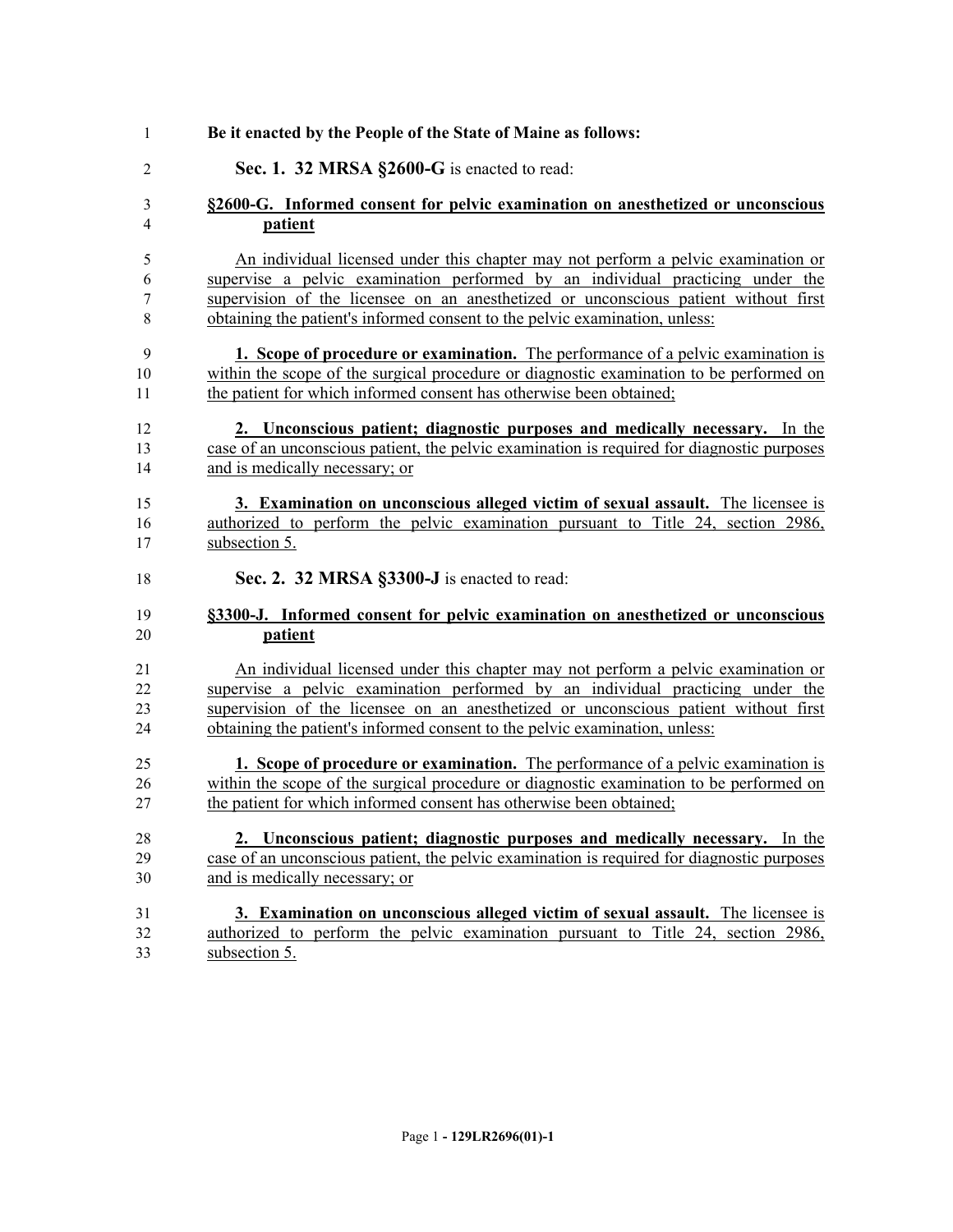**Be it enacted by the People of the State of Maine as follows:**

**Sec. 1. 32 MRSA §2600-G** is enacted to read:

**§2600-G. Informed consent for pelvic examination on anesthetized or unconscious patient**

An individual licensed under this chapter may not perform a pelvic examination or supervise a pelvic examination performed by an individual practicing under the supervision of the licensee on an anesthetized or unconscious patient without first obtaining the patient's informed consent to the pelvic examination, unless:

**1. Scope of procedure or examination.** The performance of a pelvic examination is within the scope of the surgical procedure or diagnostic examination to be performed on the patient for which informed consent has otherwise been obtained;

**2. Unconscious patient; diagnostic purposes and medically necessary.** In the case of an unconscious patient, the pelvic examination is required for diagnostic purposes and is medically necessary; or

**3. Examination on unconscious alleged victim of sexual assault.** The licensee is authorized to perform the pelvic examination pursuant to Title 24, section 2986, subsection 5.

**Sec. 2. 32 MRSA §3300-J** is enacted to read:

**§3300-J. Informed consent for pelvic examination on anesthetized or unconscious patient**

An individual licensed under this chapter may not perform a pelvic examination or supervise a pelvic examination performed by an individual practicing under the supervision of the licensee on an anesthetized or unconscious patient without first obtaining the patient's informed consent to the pelvic examination, unless:

**1. Scope of procedure or examination.** The performance of a pelvic examination is within the scope of the surgical procedure or diagnostic examination to be performed on the patient for which informed consent has otherwise been obtained;

**2. Unconscious patient; diagnostic purposes and medically necessary.** In the case of an unconscious patient, the pelvic examination is required for diagnostic purposes and is medically necessary; or

**3. Examination on unconscious alleged victim of sexual assault.** The licensee is authorized to perform the pelvic examination pursuant to Title 24, section 2986, subsection 5.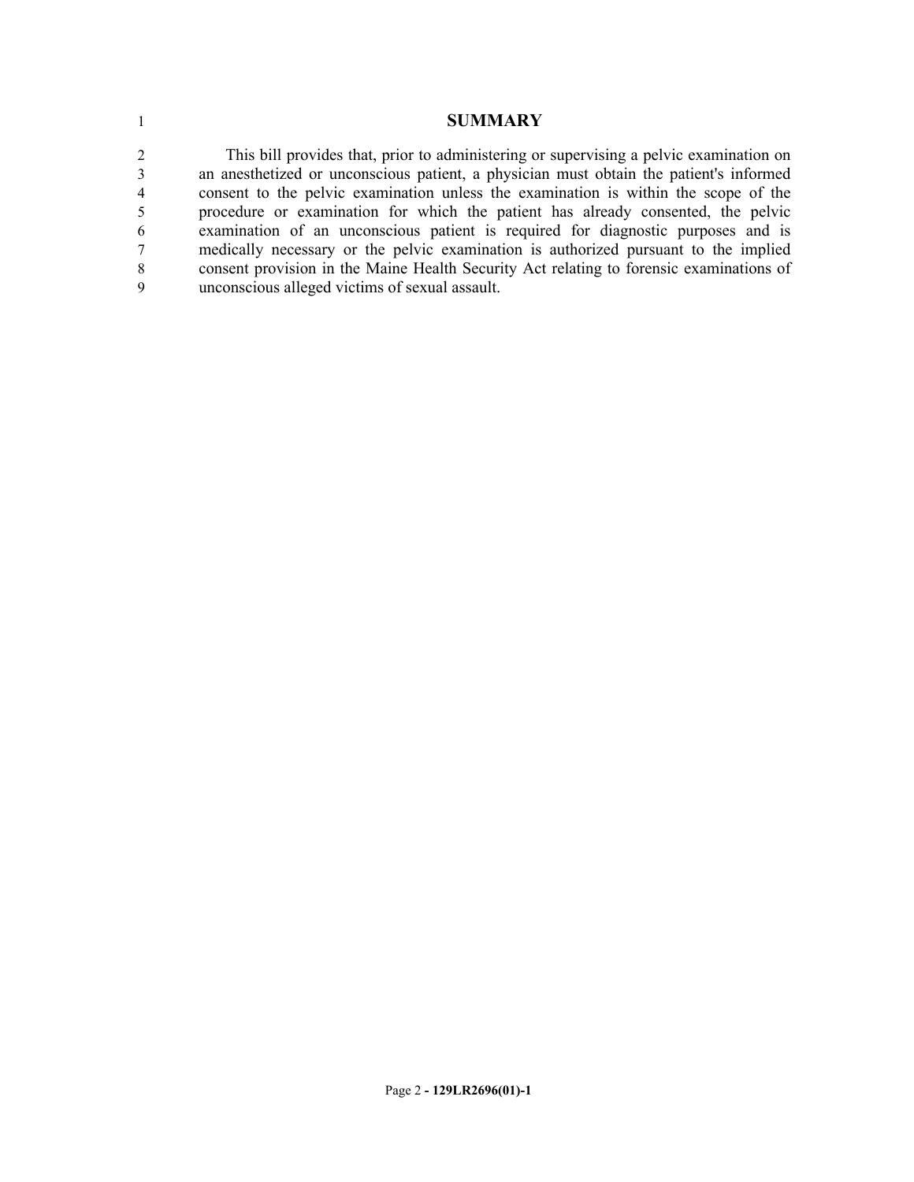## SUMMARY

This bill provides that, prior to administering or supervising a pelvic examination on an anesthetized or unconscious patient, a physician must obtain the patient's informed consent to the pelvic examination unless the examination is within the scope of the procedure or examination for which the patient has already consented, the pelvic examination of an unconscious patient is required for diagnostic purposes and is medically necessary or the pelvic examination is authorized pursuant to the implied consent provision in the Maine Health Security Act relating to forensic examinations of unconscious alleged victims of sexual assault.